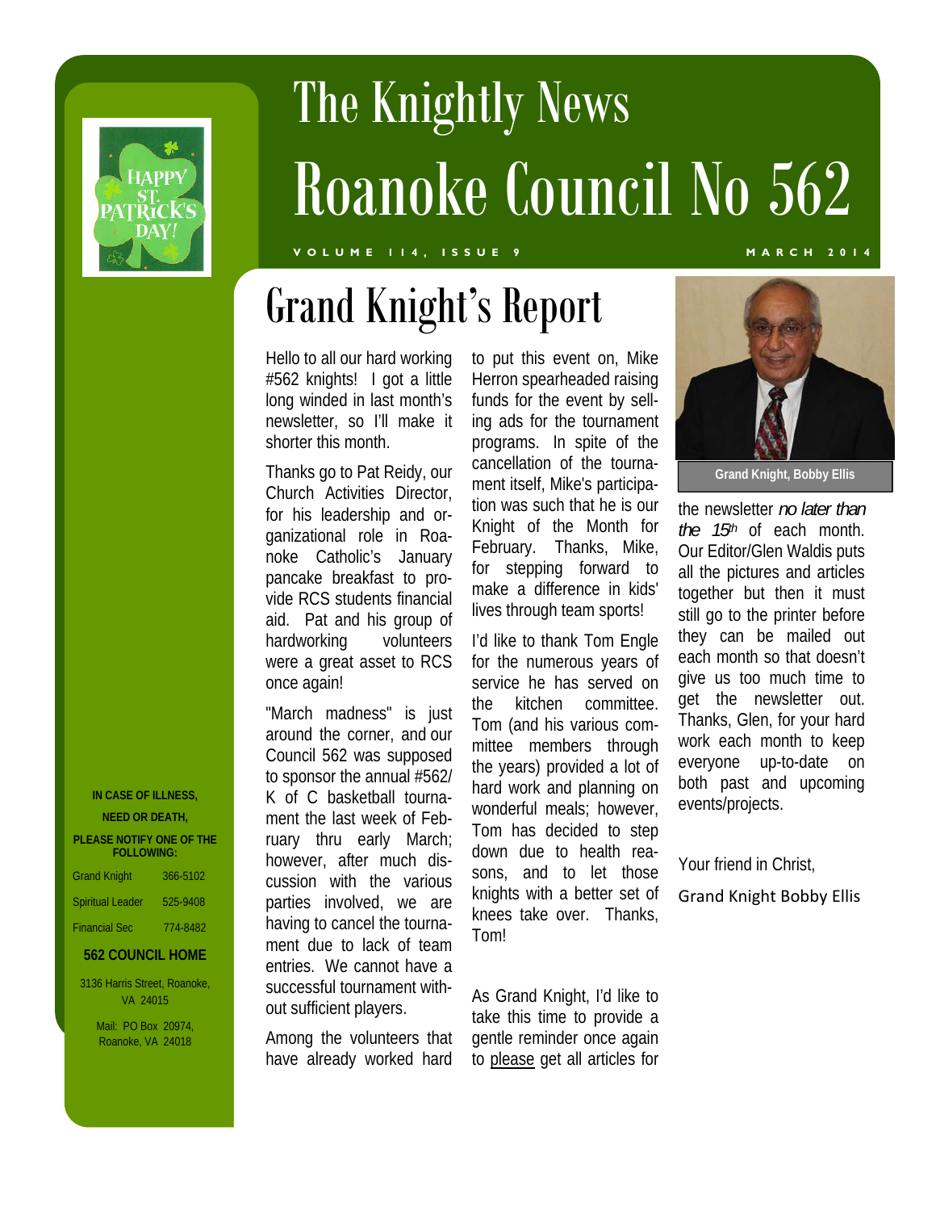# The Knightly News

# Roanoke Council No 562

VOLUME 114, ISSUE 9 — MARCH 2014

## Grand Knight's Report

Hello to all our hard working #562 knights! I got a little long winded in last month's newsletter, so I'll make it shorter this month.

Thanks go to Pat Reidy, our Church Activities Director, for his leadership and organizational role in Roanoke Catholic's January pancake breakfast to provide RCS students financial aid. Pat and his group of hardworking volunteers were a great asset to RCS once again!

"March madness" is just around the corner, and our Council 562 was supposed to sponsor the annual #562/ K of C basketball tournament the last week of February thru early March; however, after much discussion with the various parties involved, we are having to cancel the tournament due to lack of team entries. We cannot have a successful tournament without sufficient players.

Among the volunteers that have already worked hard to put this event on, Mike Herron spearheaded raising funds for the event by selling ads for the tournament programs. In spite of the cancellation of the tournament itself, Mike's participation was such that he is our Knight of the Month for February. Thanks, Mike, for stepping forward to make a difference in kids' lives through team sports!

I'd like to thank Tom Engle for the numerous years of service he has served on the kitchen committee. Tom (and his various committee members through the years) provided a lot of hard work and planning on wonderful meals; however, Tom has decided to step down due to health reasons, and to let those knights with a better set of knees take over. Thanks, Tom!

As Grand Knight, I'd like to take this time to provide a gentle reminder once again to please get all articles for the newsletter *no later than the 15th* of each month. Our Editor/Glen Waldis puts all the pictures and articles together but then it must still go to the printer before they can be mailed out each month so that doesn't give us too much time to get the newsletter out. Thanks, Glen, for your hard work each month to keep everyone up-to-date on both past and upcoming events/projects.

Your friend in Christ,

Grand Knight Bobby Ellis

Grand Knight, Bobby Ellis

**IN CASE OF ILLNESS, NEED OR DEATH, PLEASE NOTIFY ONE OF THE FOLLOWING:**

| | |
|---|---|
| Grand Knight | 366-5102 |
| Spiritual Leader | 525-9408 |
| Financial Sec | 774-8482 |

**562 COUNCIL HOME**

3136 Harris Street, Roanoke, VA 24015

Mail: PO Box 20974, Roanoke, VA 24018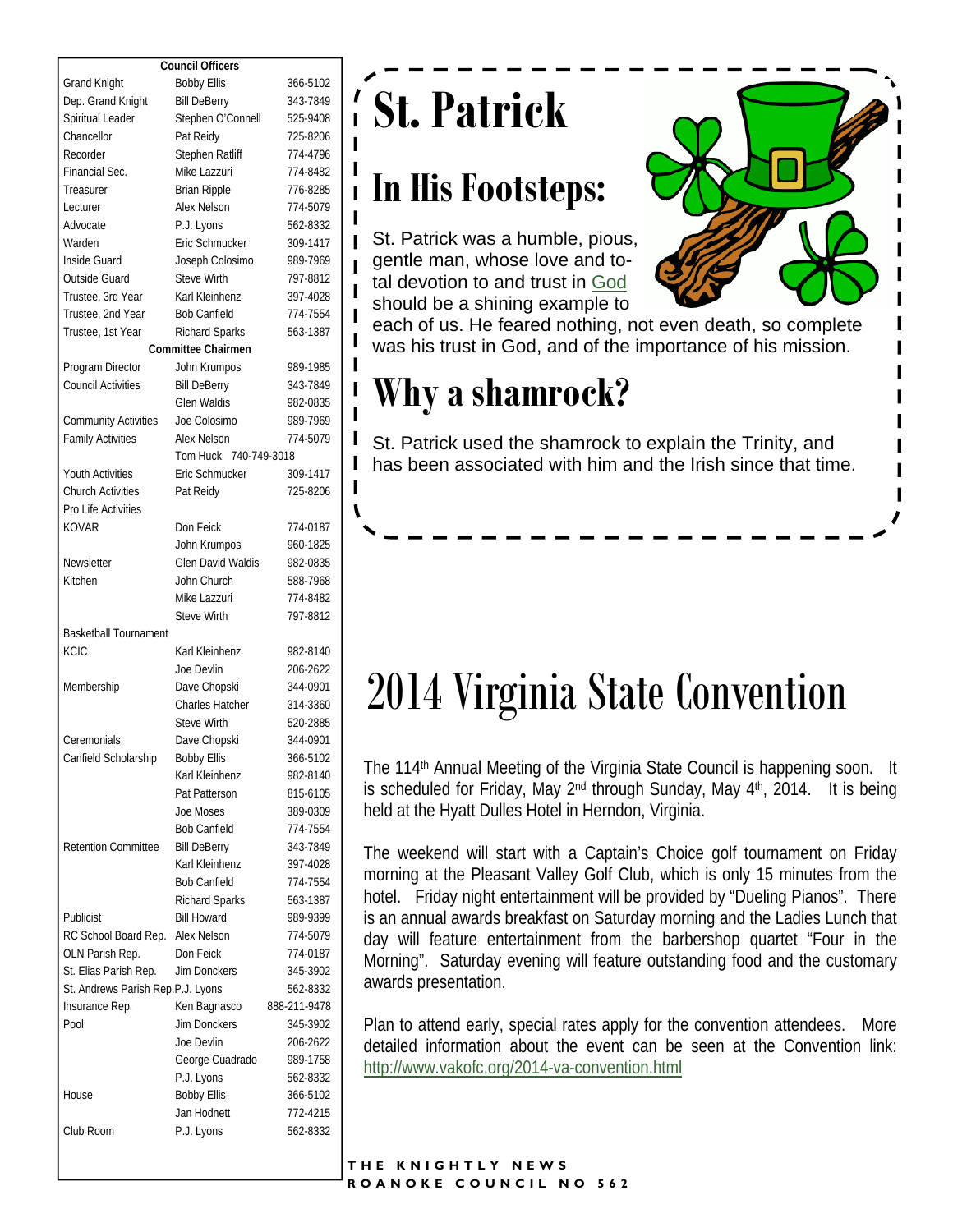| Council Officers | | |
|---|---|---|
| Grand Knight | Bobby Ellis | 366-5102 |
| Dep. Grand Knight | Bill DeBerry | 343-7849 |
| Spiritual Leader | Stephen O'Connell | 525-9408 |
| Chancellor | Pat Reidy | 725-8206 |
| Recorder | Stephen Ratliff | 774-4796 |
| Financial Sec. | Mike Lazzuri | 774-8482 |
| Treasurer | Brian Ripple | 776-8285 |
| Lecturer | Alex Nelson | 774-5079 |
| Advocate | P.J. Lyons | 562-8332 |
| Warden | Eric Schmucker | 309-1417 |
| Inside Guard | Joseph Colosimo | 989-7969 |
| Outside Guard | Steve Wirth | 797-8812 |
| Trustee, 3rd Year | Karl Kleinhenz | 397-4028 |
| Trustee, 2nd Year | Bob Canfield | 774-7554 |
| Trustee, 1st Year | Richard Sparks | 563-1387 |
| **Committee Chairmen** | | |
| Program Director | John Krumpos | 989-1985 |
| Council Activities | Bill DeBerry | 343-7849 |
| | Glen Waldis | 982-0835 |
| Community Activities | Joe Colosimo | 989-7969 |
| Family Activities | Alex Nelson | 774-5079 |
| | Tom Huck | 740-749-3018 |
| Youth Activities | Eric Schmucker | 309-1417 |
| Church Activities | Pat Reidy | 725-8206 |
| Pro Life Activities | | |
| KOVAR | Don Feick | 774-0187 |
| | John Krumpos | 960-1825 |
| Newsletter | Glen David Waldis | 982-0835 |
| Kitchen | John Church | 588-7968 |
| | Mike Lazzuri | 774-8482 |
| | Steve Wirth | 797-8812 |
| Basketball Tournament | | |
| KCIC | Karl Kleinhenz | 982-8140 |
| | Joe Devlin | 206-2622 |
| Membership | Dave Chopski | 344-0901 |
| | Charles Hatcher | 314-3360 |
| | Steve Wirth | 520-2885 |
| Ceremonials | Dave Chopski | 344-0901 |
| Canfield Scholarship | Bobby Ellis | 366-5102 |
| | Karl Kleinhenz | 982-8140 |
| | Pat Patterson | 815-6105 |
| | Joe Moses | 389-0309 |
| | Bob Canfield | 774-7554 |
| Retention Committee | Bill DeBerry | 343-7849 |
| | Karl Kleinhenz | 397-4028 |
| | Bob Canfield | 774-7554 |
| | Richard Sparks | 563-1387 |
| Publicist | Bill Howard | 989-9399 |
| RC School Board Rep. | Alex Nelson | 774-5079 |
| OLN Parish Rep. | Don Feick | 774-0187 |
| St. Elias Parish Rep. | Jim Donckers | 345-3902 |
| St. Andrews Parish Rep. | P.J. Lyons | 562-8332 |
| Insurance Rep. | Ken Bagnasco | 888-211-9478 |
| Pool | Jim Donckers | 345-3902 |
| | Joe Devlin | 206-2622 |
| | George Cuadrado | 989-1758 |
| | P.J. Lyons | 562-8332 |
| House | Bobby Ellis | 366-5102 |
| | Jan Hodnett | 772-4215 |
| Club Room | P.J. Lyons | 562-8332 |

# St. Patrick

## In His Footsteps:

St. Patrick was a humble, pious, gentle man, whose love and total devotion to and trust in God should be a shining example to each of us. He feared nothing, not even death, so complete was his trust in God, and of the importance of his mission.

## Why a shamrock?

St. Patrick used the shamrock to explain the Trinity, and has been associated with him and the Irish since that time.

# 2014 Virginia State Convention

The 114th Annual Meeting of the Virginia State Council is happening soon. It is scheduled for Friday, May 2nd through Sunday, May 4th, 2014. It is being held at the Hyatt Dulles Hotel in Herndon, Virginia.

The weekend will start with a Captain's Choice golf tournament on Friday morning at the Pleasant Valley Golf Club, which is only 15 minutes from the hotel. Friday night entertainment will be provided by "Dueling Pianos". There is an annual awards breakfast on Saturday morning and the Ladies Lunch that day will feature entertainment from the barbershop quartet "Four in the Morning". Saturday evening will feature outstanding food and the customary awards presentation.

Plan to attend early, special rates apply for the convention attendees. More detailed information about the event can be seen at the Convention link: http://www.vakofc.org/2014-va-convention.html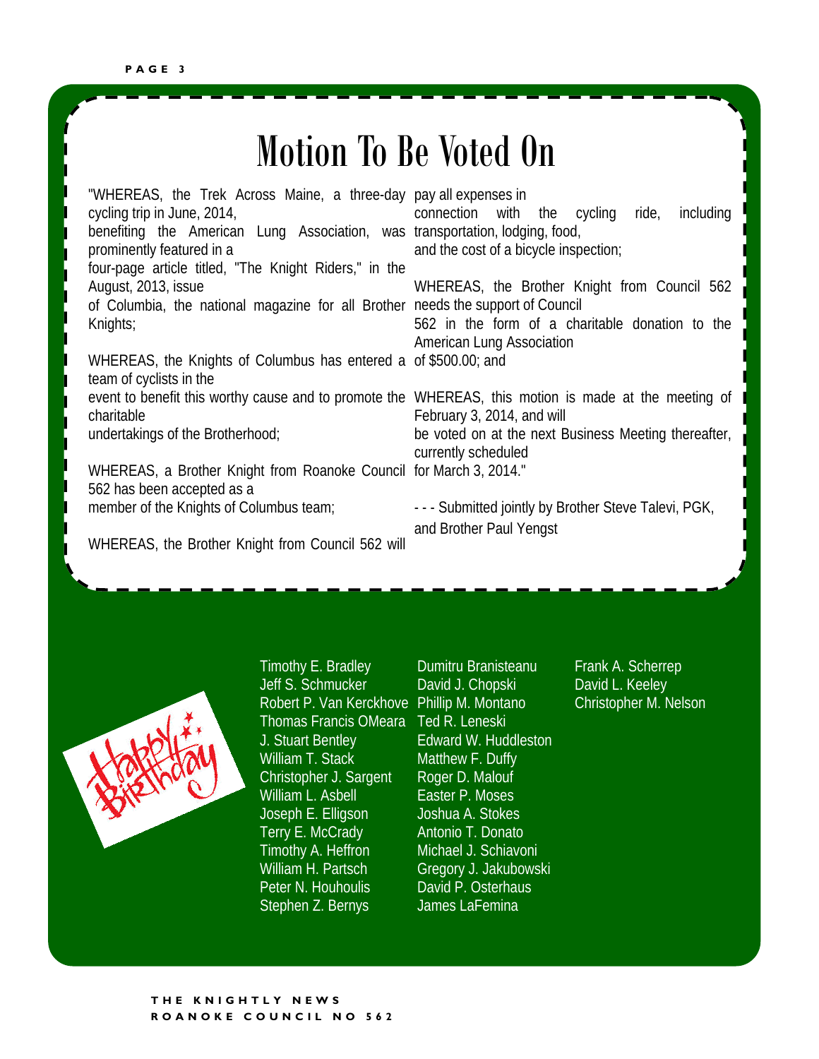# Motion To Be Voted On

"WHEREAS, the Trek Across Maine, a three-day cycling trip in June, 2014, benefiting the American Lung Association, was prominently featured in a four-page article titled, "The Knight Riders," in the August, 2013, issue of Columbia, the national magazine for all Brother Knights;

WHEREAS, the Knights of Columbus has entered a team of cyclists in the event to benefit this worthy cause and to promote the charitable undertakings of the Brotherhood;

WHEREAS, a Brother Knight from Roanoke Council 562 has been accepted as a member of the Knights of Columbus team;

WHEREAS, the Brother Knight from Council 562 will pay all expenses in connection with the cycling ride, including transportation, lodging, food, and the cost of a bicycle inspection;

WHEREAS, the Brother Knight from Council 562 needs the support of Council 562 in the form of a charitable donation to the American Lung Association of $500.00; and

WHEREAS, this motion is made at the meeting of February 3, 2014, and will be voted on at the next Business Meeting thereafter, currently scheduled for March 3, 2014."

- - - Submitted jointly by Brother Steve Talevi, PGK, and Brother Paul Yengst

Happy Birthday

Timothy E. Bradley
Jeff S. Schmucker
Robert P. Van Kerckhove
Thomas Francis OMeara
J. Stuart Bentley
William T. Stack
Christopher J. Sargent
William L. Asbell
Joseph E. Elligson
Terry E. McCrady
Timothy A. Heffron
William H. Partsch
Peter N. Houhoulis
Stephen Z. Bernys
Dumitru Branisteanu
David J. Chopski
Phillip M. Montano
Ted R. Leneski
Edward W. Huddleston
Matthew F. Duffy
Roger D. Malouf
Easter P. Moses
Joshua A. Stokes
Antonio T. Donato
Michael J. Schiavoni
Gregory J. Jakubowski
David P. Osterhaus
James LaFemina
Frank A. Scherrep
David L. Keeley
Christopher M. Nelson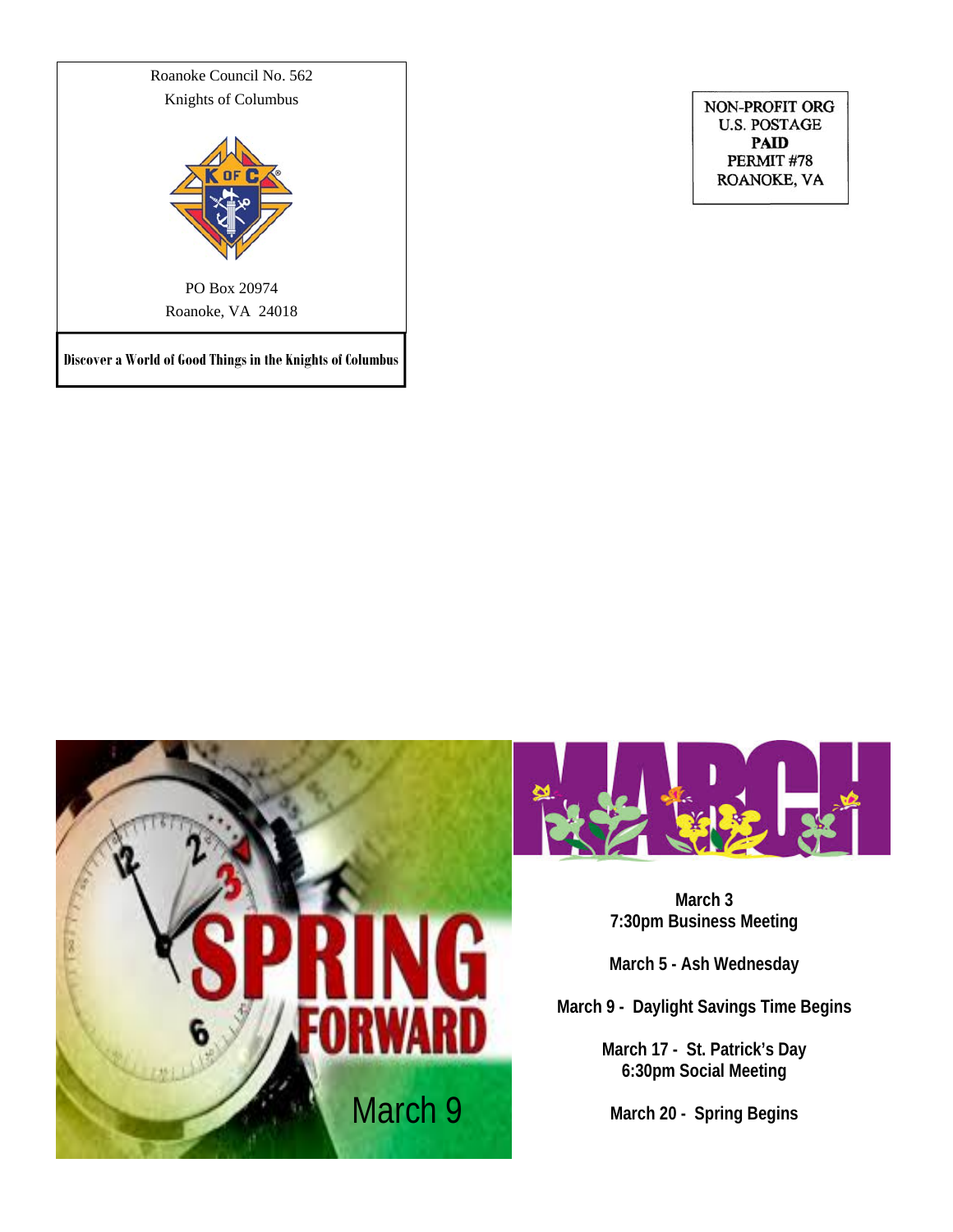Roanoke Council No. 562
Knights of Columbus

PO Box 20974
Roanoke, VA 24018

**Discover a World of Good Things in the Knights of Columbus**

NON-PROFIT ORG
U.S. POSTAGE
**PAID**
PERMIT #78
ROANOKE, VA

SPRING FORWARD
March 9

MARCH

**March 3**
**7:30pm Business Meeting**

**March 5 - Ash Wednesday**

**March 9 - Daylight Savings Time Begins**

**March 17 - St. Patrick's Day**
**6:30pm Social Meeting**

**March 20 - Spring Begins**